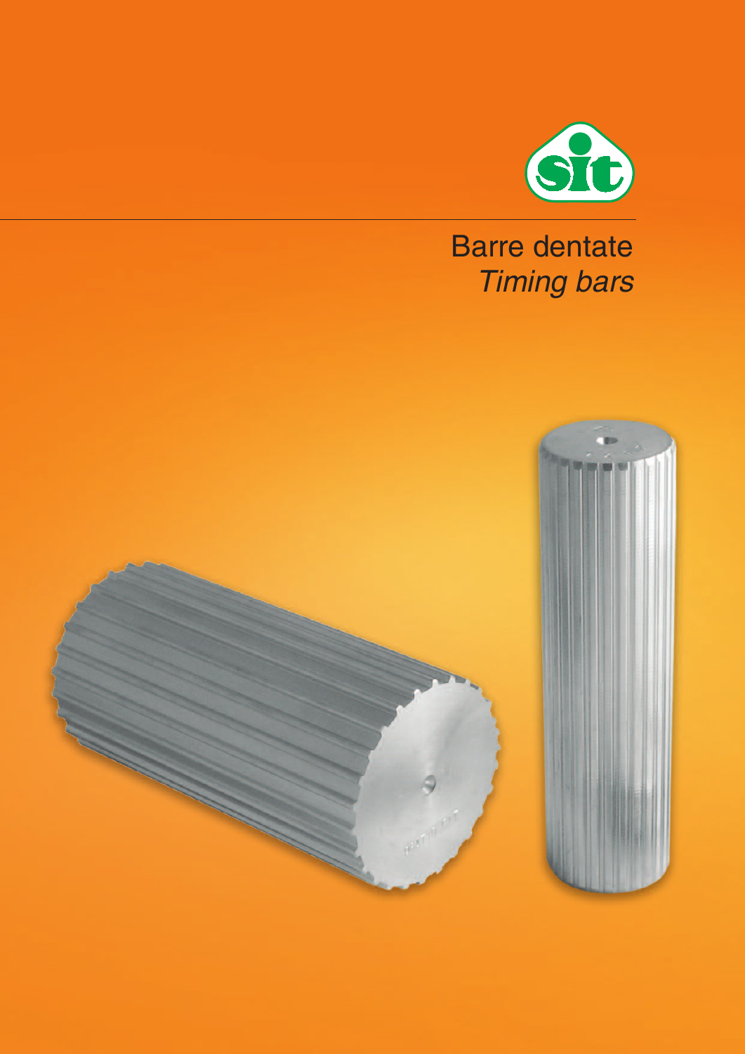# Barre dentate
## *Timing bars*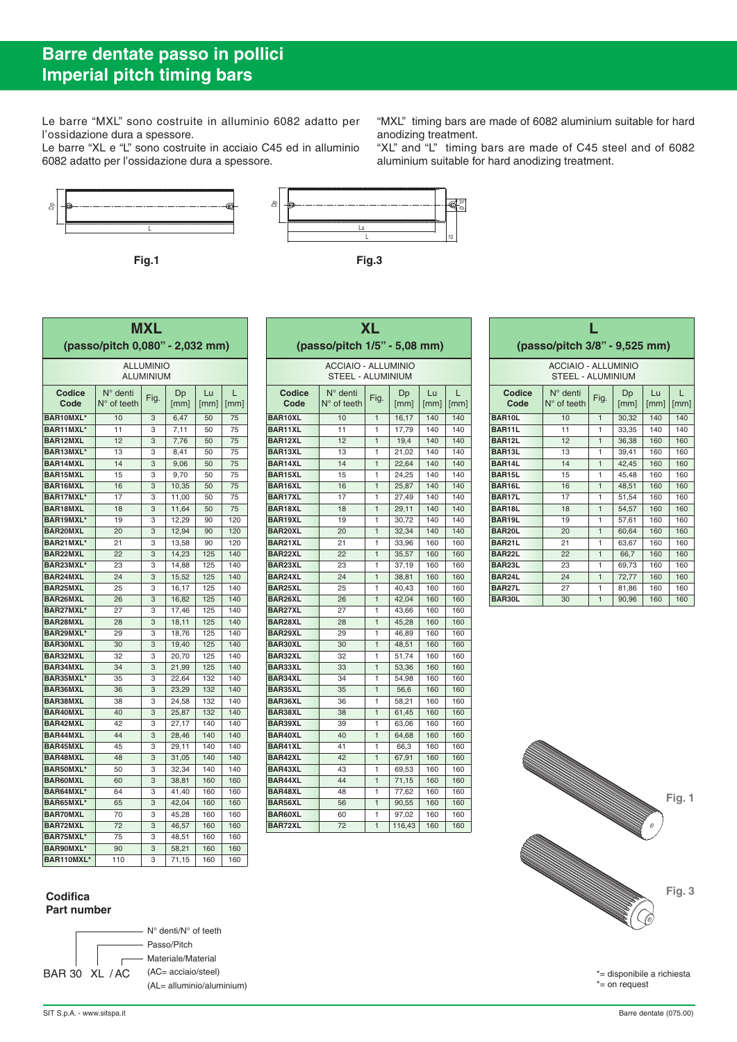# Barre dentate passo in pollici
# Imperial pitch timing bars

Le barre "MXL" sono costruite in alluminio 6082 adatto per l'ossidazione dura a spessore.
Le barre "XL e "L" sono costruite in acciaio C45 ed in alluminio 6082 adatto per l'ossidazione dura a spessore.

"MXL" timing bars are made of 6082 aluminium suitable for hard anodizing treatment.
"XL" and "L" timing bars are made of C45 steel and of 6082 aluminium suitable for hard anodizing treatment.

Fig.1

Fig.3

## MXL (passo/pitch 0,080" - 2,032 mm)

ALLUMINIO / ALUMINIUM

| Codice Code | N° denti N° of teeth | Fig. | Dp [mm] | Lu [mm] | L [mm] |
|---|---|---|---|---|---|
| BAR10MXL* | 10 | 3 | 6,47 | 50 | 75 |
| BAR11MXL* | 11 | 3 | 7,11 | 50 | 75 |
| BAR12MXL | 12 | 3 | 7,76 | 50 | 75 |
| BAR13MXL* | 13 | 3 | 8,41 | 50 | 75 |
| BAR14MXL | 14 | 3 | 9,06 | 50 | 75 |
| BAR15MXL | 15 | 3 | 9,70 | 50 | 75 |
| BAR16MXL | 16 | 3 | 10,35 | 50 | 75 |
| BAR17MXL* | 17 | 3 | 11,00 | 50 | 75 |
| BAR18MXL | 18 | 3 | 11,64 | 50 | 75 |
| BAR19MXL* | 19 | 3 | 12,29 | 90 | 120 |
| BAR20MXL | 20 | 3 | 12,94 | 90 | 120 |
| BAR21MXL* | 21 | 3 | 13,58 | 90 | 120 |
| BAR22MXL | 22 | 3 | 14,23 | 125 | 140 |
| BAR23MXL* | 23 | 3 | 14,88 | 125 | 140 |
| BAR24MXL | 24 | 3 | 15,52 | 125 | 140 |
| BAR25MXL | 25 | 3 | 16,17 | 125 | 140 |
| BAR26MXL | 26 | 3 | 16,82 | 125 | 140 |
| BAR27MXL* | 27 | 3 | 17,46 | 125 | 140 |
| BAR28MXL | 28 | 3 | 18,11 | 125 | 140 |
| BAR29MXL* | 29 | 3 | 18,76 | 125 | 140 |
| BAR30MXL | 30 | 3 | 19,40 | 125 | 140 |
| BAR32MXL | 32 | 3 | 20,70 | 125 | 140 |
| BAR34MXL | 34 | 3 | 21,99 | 125 | 140 |
| BAR35MXL* | 35 | 3 | 22,64 | 132 | 140 |
| BAR36MXL | 36 | 3 | 23,29 | 132 | 140 |
| BAR38MXL | 38 | 3 | 24,58 | 132 | 140 |
| BAR40MXL | 40 | 3 | 25,87 | 132 | 140 |
| BAR42MXL | 42 | 3 | 27,17 | 140 | 140 |
| BAR44MXL | 44 | 3 | 28,46 | 140 | 140 |
| BAR45MXL | 45 | 3 | 29,11 | 140 | 140 |
| BAR48MXL | 48 | 3 | 31,05 | 140 | 140 |
| BAR50MXL* | 50 | 3 | 32,34 | 140 | 140 |
| BAR60MXL | 60 | 3 | 38,81 | 160 | 160 |
| BAR64MXL* | 64 | 3 | 41,40 | 160 | 160 |
| BAR65MXL* | 65 | 3 | 42,04 | 160 | 160 |
| BAR70MXL | 70 | 3 | 45,28 | 160 | 160 |
| BAR72MXL | 72 | 3 | 46,57 | 160 | 160 |
| BAR75MXL* | 75 | 3 | 48,51 | 160 | 160 |
| BAR90MXL* | 90 | 3 | 58,21 | 160 | 160 |
| BAR110MXL* | 110 | 3 | 71,15 | 160 | 160 |

## XL (passo/pitch 1/5" - 5,08 mm)

ACCIAIO - ALLUMINIO / STEEL - ALUMINIUM

| Codice Code | N° denti N° of teeth | Fig. | Dp [mm] | Lu [mm] | L [mm] |
|---|---|---|---|---|---|
| BAR10XL | 10 | 1 | 16,17 | 140 | 140 |
| BAR11XL | 11 | 1 | 17,79 | 140 | 140 |
| BAR12XL | 12 | 1 | 19,4 | 140 | 140 |
| BAR13XL | 13 | 1 | 21,02 | 140 | 140 |
| BAR14XL | 14 | 1 | 22,64 | 140 | 140 |
| BAR15XL | 15 | 1 | 24,25 | 140 | 140 |
| BAR16XL | 16 | 1 | 25,87 | 140 | 140 |
| BAR17XL | 17 | 1 | 27,49 | 140 | 140 |
| BAR18XL | 18 | 1 | 29,11 | 140 | 140 |
| BAR19XL | 19 | 1 | 30,72 | 140 | 140 |
| BAR20XL | 20 | 1 | 32,34 | 140 | 140 |
| BAR21XL | 21 | 1 | 33,96 | 160 | 160 |
| BAR22XL | 22 | 1 | 35,57 | 160 | 160 |
| BAR23XL | 23 | 1 | 37,19 | 160 | 160 |
| BAR24XL | 24 | 1 | 38,81 | 160 | 160 |
| BAR25XL | 25 | 1 | 40,43 | 160 | 160 |
| BAR26XL | 26 | 1 | 42,04 | 160 | 160 |
| BAR27XL | 27 | 1 | 43,66 | 160 | 160 |
| BAR28XL | 28 | 1 | 45,28 | 160 | 160 |
| BAR29XL | 29 | 1 | 46,89 | 160 | 160 |
| BAR30XL | 30 | 1 | 48,51 | 160 | 160 |
| BAR32XL | 32 | 1 | 51,74 | 160 | 160 |
| BAR33XL | 33 | 1 | 53,36 | 160 | 160 |
| BAR34XL | 34 | 1 | 54,98 | 160 | 160 |
| BAR35XL | 35 | 1 | 56,6 | 160 | 160 |
| BAR36XL | 36 | 1 | 58,21 | 160 | 160 |
| BAR38XL | 38 | 1 | 61,45 | 160 | 160 |
| BAR39XL | 39 | 1 | 63,06 | 160 | 160 |
| BAR40XL | 40 | 1 | 64,68 | 160 | 160 |
| BAR41XL | 41 | 1 | 66,3 | 160 | 160 |
| BAR42XL | 42 | 1 | 67,91 | 160 | 160 |
| BAR43XL | 43 | 1 | 69,53 | 160 | 160 |
| BAR44XL | 44 | 1 | 71,15 | 160 | 160 |
| BAR48XL | 48 | 1 | 77,62 | 160 | 160 |
| BAR56XL | 56 | 1 | 90,55 | 160 | 160 |
| BAR60XL | 60 | 1 | 97,02 | 160 | 160 |
| BAR72XL | 72 | 1 | 116,43 | 160 | 160 |

## L (passo/pitch 3/8" - 9,525 mm)

ACCIAIO - ALLUMINIO / STEEL - ALUMINIUM

| Codice Code | N° denti N° of teeth | Fig. | Dp [mm] | Lu [mm] | L [mm] |
|---|---|---|---|---|---|
| BAR10L | 10 | 1 | 30,32 | 140 | 140 |
| BAR11L | 11 | 1 | 33,35 | 140 | 140 |
| BAR12L | 12 | 1 | 36,38 | 160 | 160 |
| BAR13L | 13 | 1 | 39,41 | 160 | 160 |
| BAR14L | 14 | 1 | 42,45 | 160 | 160 |
| BAR15L | 15 | 1 | 45,48 | 160 | 160 |
| BAR16L | 16 | 1 | 48,51 | 160 | 160 |
| BAR17L | 17 | 1 | 51,54 | 160 | 160 |
| BAR18L | 18 | 1 | 54,57 | 160 | 160 |
| BAR19L | 19 | 1 | 57,61 | 160 | 160 |
| BAR20L | 20 | 1 | 60,64 | 160 | 160 |
| BAR21L | 21 | 1 | 63,67 | 160 | 160 |
| BAR22L | 22 | 1 | 66,7 | 160 | 160 |
| BAR23L | 23 | 1 | 69,73 | 160 | 160 |
| BAR24L | 24 | 1 | 72,77 | 160 | 160 |
| BAR27L | 27 | 1 | 81,86 | 160 | 160 |
| BAR30L | 30 | 1 | 90,96 | 160 | 160 |

Fig. 1

Fig. 3

## Codifica
## Part number

BAR 30 XL / AC

- N° denti/N° of teeth
- Passo/Pitch
- Materiale/Material
  - (AC= acciaio/steel)
  - (AL= alluminio/aluminium)

*= disponibile a richiesta
*= on request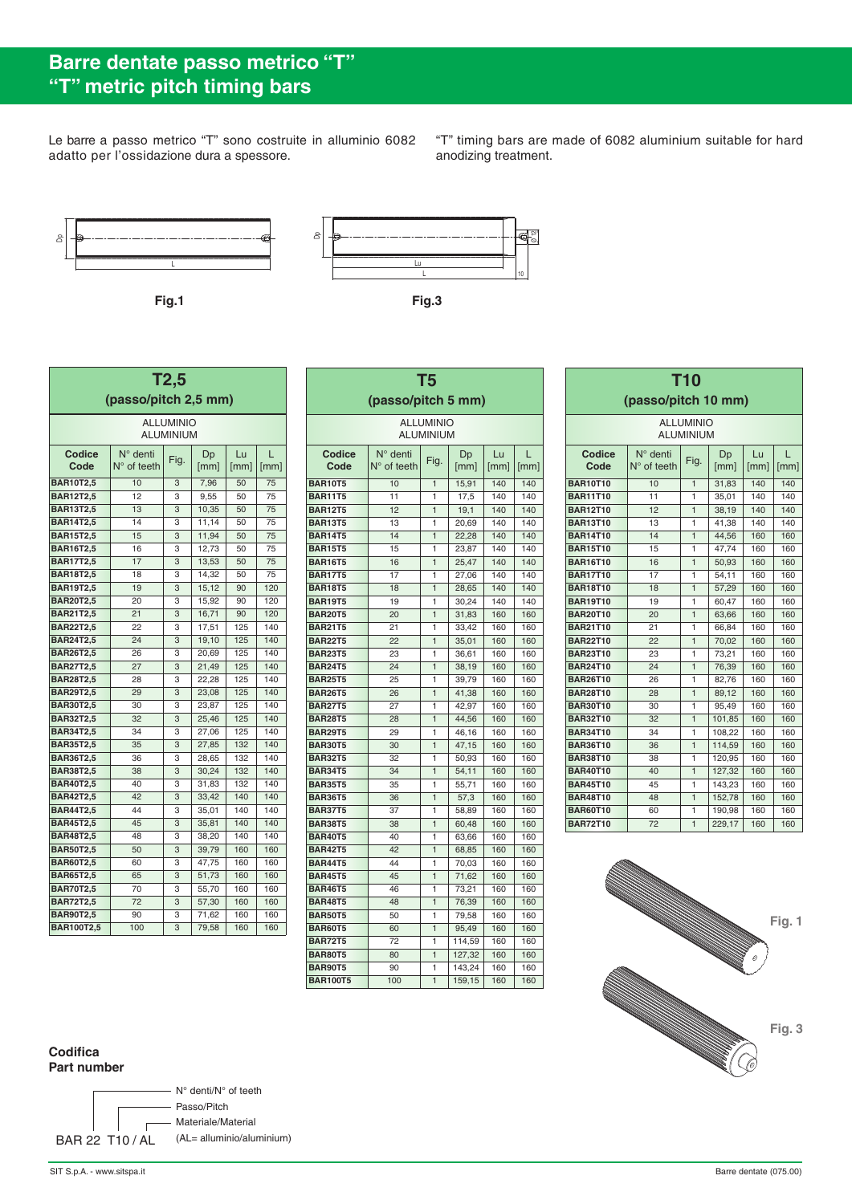# Barre dentate passo metrico "T"
# "T" metric pitch timing bars

Le barre a passo metrico "T" sono costruite in alluminio 6082 adatto per l'ossidazione dura a spessore.

"T" timing bars are made of 6082 aluminium suitable for hard anodizing treatment.

Fig.1

Fig.3

## T2,5 (passo/pitch 2,5 mm)

ALLUMINIO / ALUMINIUM

| Codice Code | N° denti N° of teeth | Fig. | Dp [mm] | Lu [mm] | L [mm] |
|---|---|---|---|---|---|
| BAR10T2,5 | 10 | 3 | 7,96 | 50 | 75 |
| BAR12T2,5 | 12 | 3 | 9,55 | 50 | 75 |
| BAR13T2,5 | 13 | 3 | 10,35 | 50 | 75 |
| BAR14T2,5 | 14 | 3 | 11,14 | 50 | 75 |
| BAR15T2,5 | 15 | 3 | 11,94 | 50 | 75 |
| BAR16T2,5 | 16 | 3 | 12,73 | 50 | 75 |
| BAR17T2,5 | 17 | 3 | 13,53 | 50 | 75 |
| BAR18T2,5 | 18 | 3 | 14,32 | 50 | 75 |
| BAR19T2,5 | 19 | 3 | 15,12 | 90 | 120 |
| BAR20T2,5 | 20 | 3 | 15,92 | 90 | 120 |
| BAR21T2,5 | 21 | 3 | 16,71 | 90 | 120 |
| BAR22T2,5 | 22 | 3 | 17,51 | 125 | 140 |
| BAR24T2,5 | 24 | 3 | 19,10 | 125 | 140 |
| BAR26T2,5 | 26 | 3 | 20,69 | 125 | 140 |
| BAR27T2,5 | 27 | 3 | 21,49 | 125 | 140 |
| BAR28T2,5 | 28 | 3 | 22,28 | 125 | 140 |
| BAR29T2,5 | 29 | 3 | 23,08 | 125 | 140 |
| BAR30T2,5 | 30 | 3 | 23,87 | 125 | 140 |
| BAR32T2,5 | 32 | 3 | 25,46 | 125 | 140 |
| BAR34T2,5 | 34 | 3 | 27,06 | 125 | 140 |
| BAR35T2,5 | 35 | 3 | 27,85 | 132 | 140 |
| BAR36T2,5 | 36 | 3 | 28,65 | 132 | 140 |
| BAR38T2,5 | 38 | 3 | 30,24 | 132 | 140 |
| BAR40T2,5 | 40 | 3 | 31,83 | 132 | 140 |
| BAR42T2,5 | 42 | 3 | 33,42 | 140 | 140 |
| BAR44T2,5 | 44 | 3 | 35,01 | 140 | 140 |
| BAR45T2,5 | 45 | 3 | 35,81 | 140 | 140 |
| BAR48T2,5 | 48 | 3 | 38,20 | 140 | 140 |
| BAR50T2,5 | 50 | 3 | 39,79 | 160 | 160 |
| BAR60T2,5 | 60 | 3 | 47,75 | 160 | 160 |
| BAR65T2,5 | 65 | 3 | 51,73 | 160 | 160 |
| BAR70T2,5 | 70 | 3 | 55,70 | 160 | 160 |
| BAR72T2,5 | 72 | 3 | 57,30 | 160 | 160 |
| BAR90T2,5 | 90 | 3 | 71,62 | 160 | 160 |
| BAR100T2,5 | 100 | 3 | 79,58 | 160 | 160 |

## T5 (passo/pitch 5 mm)

ALLUMINIO / ALUMINIUM

| Codice Code | N° denti N° of teeth | Fig. | Dp [mm] | Lu [mm] | L [mm] |
|---|---|---|---|---|---|
| BAR10T5 | 10 | 1 | 15,91 | 140 | 140 |
| BAR11T5 | 11 | 1 | 17,5 | 140 | 140 |
| BAR12T5 | 12 | 1 | 19,1 | 140 | 140 |
| BAR13T5 | 13 | 1 | 20,69 | 140 | 140 |
| BAR14T5 | 14 | 1 | 22,28 | 140 | 140 |
| BAR15T5 | 15 | 1 | 23,87 | 140 | 140 |
| BAR16T5 | 16 | 1 | 25,47 | 140 | 140 |
| BAR17T5 | 17 | 1 | 27,06 | 140 | 140 |
| BAR18T5 | 18 | 1 | 28,65 | 140 | 140 |
| BAR19T5 | 19 | 1 | 30,24 | 140 | 140 |
| BAR20T5 | 20 | 1 | 31,83 | 160 | 160 |
| BAR21T5 | 21 | 1 | 33,42 | 160 | 160 |
| BAR22T5 | 22 | 1 | 35,01 | 160 | 160 |
| BAR23T5 | 23 | 1 | 36,61 | 160 | 160 |
| BAR24T5 | 24 | 1 | 38,19 | 160 | 160 |
| BAR25T5 | 25 | 1 | 39,79 | 160 | 160 |
| BAR26T5 | 26 | 1 | 41,38 | 160 | 160 |
| BAR27T5 | 27 | 1 | 42,97 | 160 | 160 |
| BAR28T5 | 28 | 1 | 44,56 | 160 | 160 |
| BAR29T5 | 29 | 1 | 46,16 | 160 | 160 |
| BAR30T5 | 30 | 1 | 47,15 | 160 | 160 |
| BAR32T5 | 32 | 1 | 50,93 | 160 | 160 |
| BAR34T5 | 34 | 1 | 54,11 | 160 | 160 |
| BAR35T5 | 35 | 1 | 55,71 | 160 | 160 |
| BAR36T5 | 36 | 1 | 57,3 | 160 | 160 |
| BAR37T5 | 37 | 1 | 58,89 | 160 | 160 |
| BAR38T5 | 38 | 1 | 60,48 | 160 | 160 |
| BAR40T5 | 40 | 1 | 63,66 | 160 | 160 |
| BAR42T5 | 42 | 1 | 68,85 | 160 | 160 |
| BAR44T5 | 44 | 1 | 70,03 | 160 | 160 |
| BAR45T5 | 45 | 1 | 71,62 | 160 | 160 |
| BAR46T5 | 46 | 1 | 73,21 | 160 | 160 |
| BAR48T5 | 48 | 1 | 76,39 | 160 | 160 |
| BAR50T5 | 50 | 1 | 79,58 | 160 | 160 |
| BAR60T5 | 60 | 1 | 95,49 | 160 | 160 |
| BAR72T5 | 72 | 1 | 114,59 | 160 | 160 |
| BAR80T5 | 80 | 1 | 127,32 | 160 | 160 |
| BAR90T5 | 90 | 1 | 143,24 | 160 | 160 |
| BAR100T5 | 100 | 1 | 159,15 | 160 | 160 |

## T10 (passo/pitch 10 mm)

ALLUMINIO / ALUMINIUM

| Codice Code | N° denti N° of teeth | Fig. | Dp [mm] | Lu [mm] | L [mm] |
|---|---|---|---|---|---|
| BAR10T10 | 10 | 1 | 31,83 | 140 | 140 |
| BAR11T10 | 11 | 1 | 35,01 | 140 | 140 |
| BAR12T10 | 12 | 1 | 38,19 | 140 | 140 |
| BAR13T10 | 13 | 1 | 41,38 | 140 | 140 |
| BAR14T10 | 14 | 1 | 44,56 | 160 | 160 |
| BAR15T10 | 15 | 1 | 47,74 | 160 | 160 |
| BAR16T10 | 16 | 1 | 50,93 | 160 | 160 |
| BAR17T10 | 17 | 1 | 54,11 | 160 | 160 |
| BAR18T10 | 18 | 1 | 57,29 | 160 | 160 |
| BAR19T10 | 19 | 1 | 60,47 | 160 | 160 |
| BAR20T10 | 20 | 1 | 63,66 | 160 | 160 |
| BAR21T10 | 21 | 1 | 66,84 | 160 | 160 |
| BAR22T10 | 22 | 1 | 70,02 | 160 | 160 |
| BAR23T10 | 23 | 1 | 73,21 | 160 | 160 |
| BAR24T10 | 24 | 1 | 76,39 | 160 | 160 |
| BAR26T10 | 26 | 1 | 82,76 | 160 | 160 |
| BAR28T10 | 28 | 1 | 89,12 | 160 | 160 |
| BAR30T10 | 30 | 1 | 95,49 | 160 | 160 |
| BAR32T10 | 32 | 1 | 101,85 | 160 | 160 |
| BAR34T10 | 34 | 1 | 108,22 | 160 | 160 |
| BAR36T10 | 36 | 1 | 114,59 | 160 | 160 |
| BAR38T10 | 38 | 1 | 120,95 | 160 | 160 |
| BAR40T10 | 40 | 1 | 127,32 | 160 | 160 |
| BAR45T10 | 45 | 1 | 143,23 | 160 | 160 |
| BAR48T10 | 48 | 1 | 152,78 | 160 | 160 |
| BAR60T10 | 60 | 1 | 190,98 | 160 | 160 |
| BAR72T10 | 72 | 1 | 229,17 | 160 | 160 |

Fig. 1

Fig. 3

**Codifica**
**Part number**

BAR 22 T10 / AL

- N° denti/N° of teeth
- Passo/Pitch
- Materiale/Material (AL= alluminio/aluminium)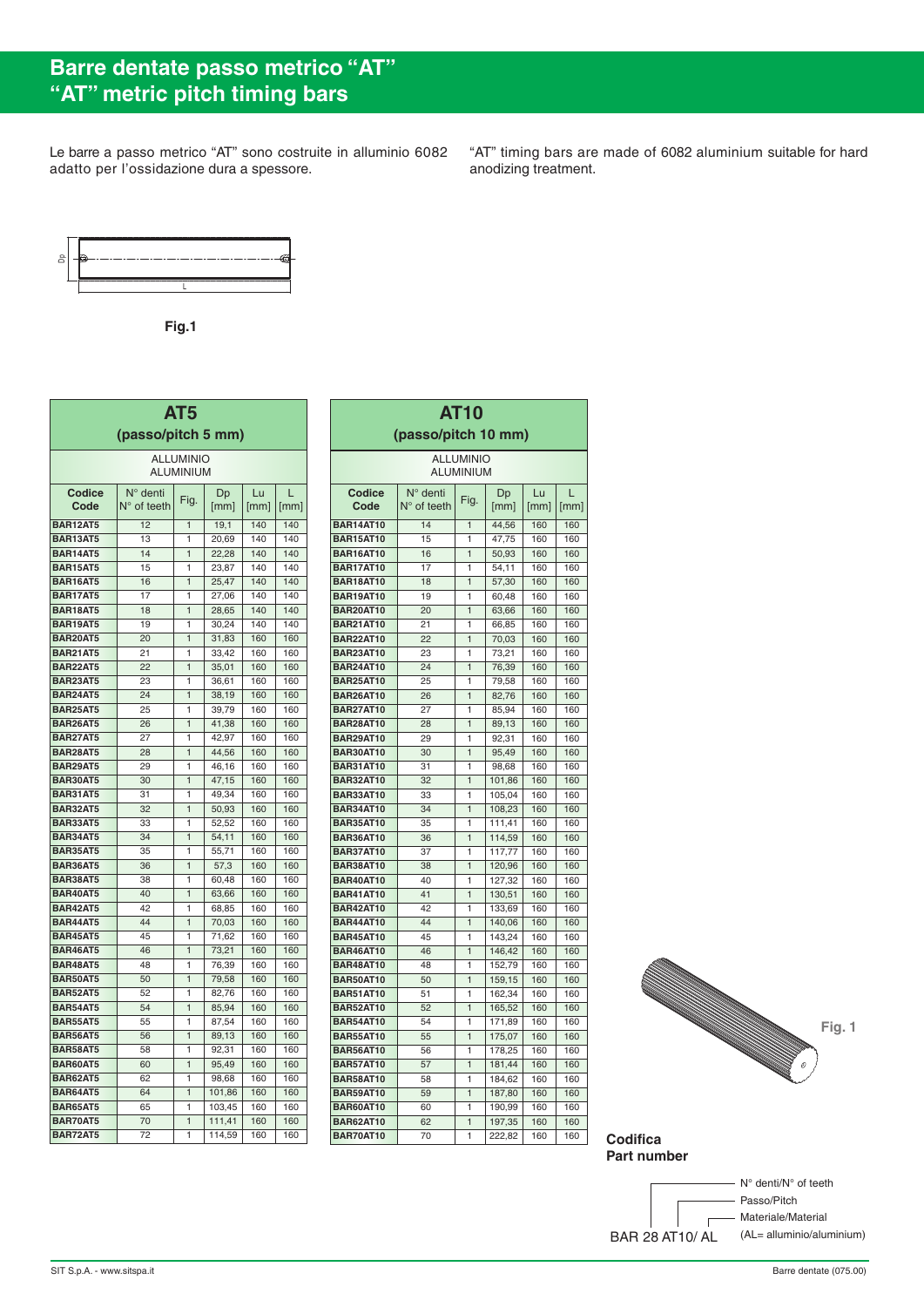# Barre dentate passo metrico "AT"
# "AT" metric pitch timing bars

Le barre a passo metrico "AT" sono costruite in alluminio 6082 adatto per l'ossidazione dura a spessore.

"AT" timing bars are made of 6082 aluminium suitable for hard anodizing treatment.

Fig.1

| AT5 (passo/pitch 5 mm) | | | | | |
|---|---|---|---|---|---|
| ALLUMINIO ALUMINIUM | | | | | |
| Codice Code | N° denti N° of teeth | Fig. | Dp [mm] | Lu [mm] | L [mm] |
| **BAR12AT5** | 12 | 1 | 19,1 | 140 | 140 |
| **BAR13AT5** | 13 | 1 | 20,69 | 140 | 140 |
| **BAR14AT5** | 14 | 1 | 22,28 | 140 | 140 |
| **BAR15AT5** | 15 | 1 | 23,87 | 140 | 140 |
| **BAR16AT5** | 16 | 1 | 25,47 | 140 | 140 |
| **BAR17AT5** | 17 | 1 | 27,06 | 140 | 140 |
| **BAR18AT5** | 18 | 1 | 28,65 | 140 | 140 |
| **BAR19AT5** | 19 | 1 | 30,24 | 140 | 140 |
| **BAR20AT5** | 20 | 1 | 31,83 | 160 | 160 |
| **BAR21AT5** | 21 | 1 | 33,42 | 160 | 160 |
| **BAR22AT5** | 22 | 1 | 35,01 | 160 | 160 |
| **BAR23AT5** | 23 | 1 | 36,61 | 160 | 160 |
| **BAR24AT5** | 24 | 1 | 38,19 | 160 | 160 |
| **BAR25AT5** | 25 | 1 | 39,79 | 160 | 160 |
| **BAR26AT5** | 26 | 1 | 41,38 | 160 | 160 |
| **BAR27AT5** | 27 | 1 | 42,97 | 160 | 160 |
| **BAR28AT5** | 28 | 1 | 44,56 | 160 | 160 |
| **BAR29AT5** | 29 | 1 | 46,16 | 160 | 160 |
| **BAR30AT5** | 30 | 1 | 47,15 | 160 | 160 |
| **BAR31AT5** | 31 | 1 | 49,34 | 160 | 160 |
| **BAR32AT5** | 32 | 1 | 50,93 | 160 | 160 |
| **BAR33AT5** | 33 | 1 | 52,52 | 160 | 160 |
| **BAR34AT5** | 34 | 1 | 54,11 | 160 | 160 |
| **BAR35AT5** | 35 | 1 | 55,71 | 160 | 160 |
| **BAR36AT5** | 36 | 1 | 57,3 | 160 | 160 |
| **BAR38AT5** | 38 | 1 | 60,48 | 160 | 160 |
| **BAR40AT5** | 40 | 1 | 63,66 | 160 | 160 |
| **BAR42AT5** | 42 | 1 | 68,85 | 160 | 160 |
| **BAR44AT5** | 44 | 1 | 70,03 | 160 | 160 |
| **BAR45AT5** | 45 | 1 | 71,62 | 160 | 160 |
| **BAR46AT5** | 46 | 1 | 73,21 | 160 | 160 |
| **BAR48AT5** | 48 | 1 | 76,39 | 160 | 160 |
| **BAR50AT5** | 50 | 1 | 79,58 | 160 | 160 |
| **BAR52AT5** | 52 | 1 | 82,76 | 160 | 160 |
| **BAR54AT5** | 54 | 1 | 85,94 | 160 | 160 |
| **BAR55AT5** | 55 | 1 | 87,54 | 160 | 160 |
| **BAR56AT5** | 56 | 1 | 89,13 | 160 | 160 |
| **BAR58AT5** | 58 | 1 | 92,31 | 160 | 160 |
| **BAR60AT5** | 60 | 1 | 95,49 | 160 | 160 |
| **BAR62AT5** | 62 | 1 | 98,68 | 160 | 160 |
| **BAR64AT5** | 64 | 1 | 101,86 | 160 | 160 |
| **BAR65AT5** | 65 | 1 | 103,45 | 160 | 160 |
| **BAR70AT5** | 70 | 1 | 111,41 | 160 | 160 |
| **BAR72AT5** | 72 | 1 | 114,59 | 160 | 160 |

| AT10 (passo/pitch 10 mm) | | | | | |
|---|---|---|---|---|---|
| ALLUMINIO ALUMINIUM | | | | | |
| Codice Code | N° denti N° of teeth | Fig. | Dp [mm] | Lu [mm] | L [mm] |
| **BAR14AT10** | 14 | 1 | 44,56 | 160 | 160 |
| **BAR15AT10** | 15 | 1 | 47,75 | 160 | 160 |
| **BAR16AT10** | 16 | 1 | 50,93 | 160 | 160 |
| **BAR17AT10** | 17 | 1 | 54,11 | 160 | 160 |
| **BAR18AT10** | 18 | 1 | 57,30 | 160 | 160 |
| **BAR19AT10** | 19 | 1 | 60,48 | 160 | 160 |
| **BAR20AT10** | 20 | 1 | 63,66 | 160 | 160 |
| **BAR21AT10** | 21 | 1 | 66,85 | 160 | 160 |
| **BAR22AT10** | 22 | 1 | 70,03 | 160 | 160 |
| **BAR23AT10** | 23 | 1 | 73,21 | 160 | 160 |
| **BAR24AT10** | 24 | 1 | 76,39 | 160 | 160 |
| **BAR25AT10** | 25 | 1 | 79,58 | 160 | 160 |
| **BAR26AT10** | 26 | 1 | 82,76 | 160 | 160 |
| **BAR27AT10** | 27 | 1 | 85,94 | 160 | 160 |
| **BAR28AT10** | 28 | 1 | 89,13 | 160 | 160 |
| **BAR29AT10** | 29 | 1 | 92,31 | 160 | 160 |
| **BAR30AT10** | 30 | 1 | 95,49 | 160 | 160 |
| **BAR31AT10** | 31 | 1 | 98,68 | 160 | 160 |
| **BAR32AT10** | 32 | 1 | 101,86 | 160 | 160 |
| **BAR33AT10** | 33 | 1 | 105,04 | 160 | 160 |
| **BAR34AT10** | 34 | 1 | 108,23 | 160 | 160 |
| **BAR35AT10** | 35 | 1 | 111,41 | 160 | 160 |
| **BAR36AT10** | 36 | 1 | 114,59 | 160 | 160 |
| **BAR37AT10** | 37 | 1 | 117,77 | 160 | 160 |
| **BAR38AT10** | 38 | 1 | 120,96 | 160 | 160 |
| **BAR40AT10** | 40 | 1 | 127,32 | 160 | 160 |
| **BAR41AT10** | 41 | 1 | 130,51 | 160 | 160 |
| **BAR42AT10** | 42 | 1 | 133,69 | 160 | 160 |
| **BAR44AT10** | 44 | 1 | 140,06 | 160 | 160 |
| **BAR45AT10** | 45 | 1 | 143,24 | 160 | 160 |
| **BAR46AT10** | 46 | 1 | 146,42 | 160 | 160 |
| **BAR48AT10** | 48 | 1 | 152,79 | 160 | 160 |
| **BAR50AT10** | 50 | 1 | 159,15 | 160 | 160 |
| **BAR51AT10** | 51 | 1 | 162,34 | 160 | 160 |
| **BAR52AT10** | 52 | 1 | 165,52 | 160 | 160 |
| **BAR54AT10** | 54 | 1 | 171,89 | 160 | 160 |
| **BAR55AT10** | 55 | 1 | 175,07 | 160 | 160 |
| **BAR56AT10** | 56 | 1 | 178,25 | 160 | 160 |
| **BAR57AT10** | 57 | 1 | 181,44 | 160 | 160 |
| **BAR58AT10** | 58 | 1 | 184,62 | 160 | 160 |
| **BAR59AT10** | 59 | 1 | 187,80 | 160 | 160 |
| **BAR60AT10** | 60 | 1 | 190,99 | 160 | 160 |
| **BAR62AT10** | 62 | 1 | 197,35 | 160 | 160 |
| **BAR70AT10** | 70 | 1 | 222,82 | 160 | 160 |

Fig. 1

**Codifica**
**Part number**

BAR 28 AT10/ AL

- N° denti/N° of teeth
- Passo/Pitch
- Materiale/Material (AL= alluminio/aluminium)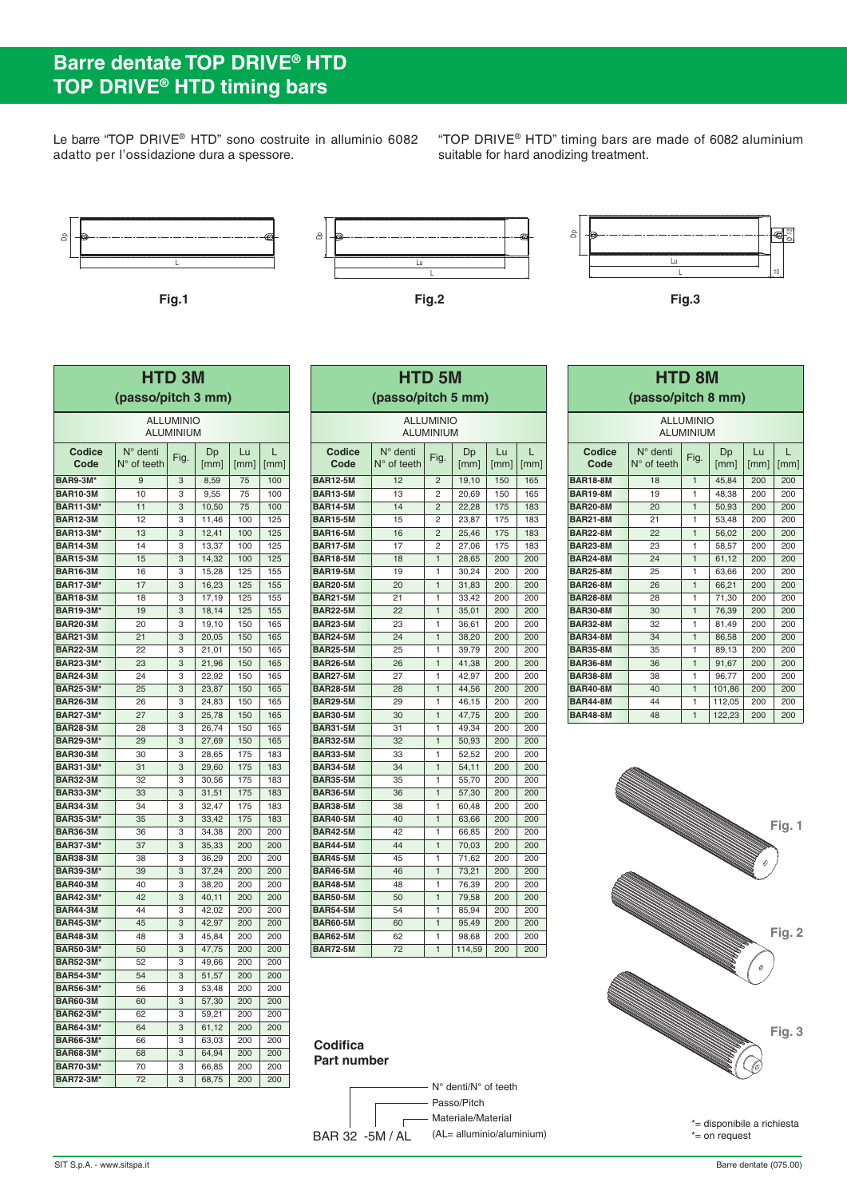# Barre dentate TOP DRIVE® HTD
# TOP DRIVE® HTD timing bars

Le barre "TOP DRIVE® HTD" sono costruite in alluminio 6082 adatto per l'ossidazione dura a spessore.

"TOP DRIVE® HTD" timing bars are made of 6082 aluminium suitable for hard anodizing treatment.

Fig.1

Fig.2

Fig.3

## HTD 3M (passo/pitch 3 mm)

ALLUMINIO / ALUMINIUM

| Codice Code | N° denti N° of teeth | Fig. | Dp [mm] | Lu [mm] | L [mm] |
|---|---|---|---|---|---|
| BAR9-3M* | 9 | 3 | 8,59 | 75 | 100 |
| BAR10-3M | 10 | 3 | 9,55 | 75 | 100 |
| BAR11-3M* | 11 | 3 | 10,50 | 75 | 100 |
| BAR12-3M | 12 | 3 | 11,46 | 100 | 125 |
| BAR13-3M* | 13 | 3 | 12,41 | 100 | 125 |
| BAR14-3M | 14 | 3 | 13,37 | 100 | 125 |
| BAR15-3M | 15 | 3 | 14,32 | 100 | 125 |
| BAR16-3M | 16 | 3 | 15,28 | 125 | 155 |
| BAR17-3M* | 17 | 3 | 16,23 | 125 | 155 |
| BAR18-3M | 18 | 3 | 17,19 | 125 | 155 |
| BAR19-3M* | 19 | 3 | 18,14 | 125 | 155 |
| BAR20-3M | 20 | 3 | 19,10 | 150 | 165 |
| BAR21-3M | 21 | 3 | 20,05 | 150 | 165 |
| BAR22-3M | 22 | 3 | 21,01 | 150 | 165 |
| BAR23-3M* | 23 | 3 | 21,96 | 150 | 165 |
| BAR24-3M | 24 | 3 | 22,92 | 150 | 165 |
| BAR25-3M* | 25 | 3 | 23,87 | 150 | 165 |
| BAR26-3M | 26 | 3 | 24,83 | 150 | 165 |
| BAR27-3M* | 27 | 3 | 25,78 | 150 | 165 |
| BAR28-3M | 28 | 3 | 26,74 | 150 | 165 |
| BAR29-3M* | 29 | 3 | 27,69 | 150 | 165 |
| BAR30-3M | 30 | 3 | 28,65 | 175 | 183 |
| BAR31-3M* | 31 | 3 | 29,60 | 175 | 183 |
| BAR32-3M | 32 | 3 | 30,56 | 175 | 183 |
| BAR33-3M* | 33 | 3 | 31,51 | 175 | 183 |
| BAR34-3M | 34 | 3 | 32,47 | 175 | 183 |
| BAR35-3M* | 35 | 3 | 33,42 | 175 | 183 |
| BAR36-3M | 36 | 3 | 34,38 | 200 | 200 |
| BAR37-3M* | 37 | 3 | 35,33 | 200 | 200 |
| BAR38-3M | 38 | 3 | 36,29 | 200 | 200 |
| BAR39-3M* | 39 | 3 | 37,24 | 200 | 200 |
| BAR40-3M | 40 | 3 | 38,20 | 200 | 200 |
| BAR42-3M* | 42 | 3 | 40,11 | 200 | 200 |
| BAR44-3M | 44 | 3 | 42,02 | 200 | 200 |
| BAR45-3M* | 45 | 3 | 42,97 | 200 | 200 |
| BAR48-3M | 48 | 3 | 45,84 | 200 | 200 |
| BAR50-3M* | 50 | 3 | 47,75 | 200 | 200 |
| BAR52-3M* | 52 | 3 | 49,66 | 200 | 200 |
| BAR54-3M* | 54 | 3 | 51,57 | 200 | 200 |
| BAR56-3M* | 56 | 3 | 53,48 | 200 | 200 |
| BAR60-3M | 60 | 3 | 57,30 | 200 | 200 |
| BAR62-3M* | 62 | 3 | 59,21 | 200 | 200 |
| BAR64-3M* | 64 | 3 | 61,12 | 200 | 200 |
| BAR66-3M* | 66 | 3 | 63,03 | 200 | 200 |
| BAR68-3M* | 68 | 3 | 64,94 | 200 | 200 |
| BAR70-3M* | 70 | 3 | 66,85 | 200 | 200 |
| BAR72-3M* | 72 | 3 | 68,75 | 200 | 200 |

## HTD 5M (passo/pitch 5 mm)

ALLUMINIO / ALUMINIUM

| Codice Code | N° denti N° of teeth | Fig. | Dp [mm] | Lu [mm] | L [mm] |
|---|---|---|---|---|---|
| BAR12-5M | 12 | 2 | 19,10 | 150 | 165 |
| BAR13-5M | 13 | 2 | 20,69 | 150 | 165 |
| BAR14-5M | 14 | 2 | 22,28 | 175 | 183 |
| BAR15-5M | 15 | 2 | 23,87 | 175 | 183 |
| BAR16-5M | 16 | 2 | 25,46 | 175 | 183 |
| BAR17-5M | 17 | 2 | 27,06 | 175 | 183 |
| BAR18-5M | 18 | 1 | 28,65 | 200 | 200 |
| BAR19-5M | 19 | 1 | 30,24 | 200 | 200 |
| BAR20-5M | 20 | 1 | 31,83 | 200 | 200 |
| BAR21-5M | 21 | 1 | 33,42 | 200 | 200 |
| BAR22-5M | 22 | 1 | 35,01 | 200 | 200 |
| BAR23-5M | 23 | 1 | 36,61 | 200 | 200 |
| BAR24-5M | 24 | 1 | 38,20 | 200 | 200 |
| BAR25-5M | 25 | 1 | 39,79 | 200 | 200 |
| BAR26-5M | 26 | 1 | 41,38 | 200 | 200 |
| BAR27-5M | 27 | 1 | 42,97 | 200 | 200 |
| BAR28-5M | 28 | 1 | 44,56 | 200 | 200 |
| BAR29-5M | 29 | 1 | 46,15 | 200 | 200 |
| BAR30-5M | 30 | 1 | 47,75 | 200 | 200 |
| BAR31-5M | 31 | 1 | 49,34 | 200 | 200 |
| BAR32-5M | 32 | 1 | 50,93 | 200 | 200 |
| BAR33-5M | 33 | 1 | 52,52 | 200 | 200 |
| BAR34-5M | 34 | 1 | 54,11 | 200 | 200 |
| BAR35-5M | 35 | 1 | 55,70 | 200 | 200 |
| BAR36-5M | 36 | 1 | 57,30 | 200 | 200 |
| BAR38-5M | 38 | 1 | 60,48 | 200 | 200 |
| BAR40-5M | 40 | 1 | 63,66 | 200 | 200 |
| BAR42-5M | 42 | 1 | 66,85 | 200 | 200 |
| BAR44-5M | 44 | 1 | 70,03 | 200 | 200 |
| BAR45-5M | 45 | 1 | 71,62 | 200 | 200 |
| BAR46-5M | 46 | 1 | 73,21 | 200 | 200 |
| BAR48-5M | 48 | 1 | 76,39 | 200 | 200 |
| BAR50-5M | 50 | 1 | 79,58 | 200 | 200 |
| BAR54-5M | 54 | 1 | 85,94 | 200 | 200 |
| BAR60-5M | 60 | 1 | 95,49 | 200 | 200 |
| BAR62-5M | 62 | 1 | 98,68 | 200 | 200 |
| BAR72-5M | 72 | 1 | 114,59 | 200 | 200 |

## HTD 8M (passo/pitch 8 mm)

ALLUMINIO / ALUMINIUM

| Codice Code | N° denti N° of teeth | Fig. | Dp [mm] | Lu [mm] | L [mm] |
|---|---|---|---|---|---|
| BAR18-8M | 18 | 1 | 45,84 | 200 | 200 |
| BAR19-8M | 19 | 1 | 48,38 | 200 | 200 |
| BAR20-8M | 20 | 1 | 50,93 | 200 | 200 |
| BAR21-8M | 21 | 1 | 53,48 | 200 | 200 |
| BAR22-8M | 22 | 1 | 56,02 | 200 | 200 |
| BAR23-8M | 23 | 1 | 58,57 | 200 | 200 |
| BAR24-8M | 24 | 1 | 61,12 | 200 | 200 |
| BAR25-8M | 25 | 1 | 63,66 | 200 | 200 |
| BAR26-8M | 26 | 1 | 66,21 | 200 | 200 |
| BAR28-8M | 28 | 1 | 71,30 | 200 | 200 |
| BAR30-8M | 30 | 1 | 76,39 | 200 | 200 |
| BAR32-8M | 32 | 1 | 81,49 | 200 | 200 |
| BAR34-8M | 34 | 1 | 86,58 | 200 | 200 |
| BAR35-8M | 35 | 1 | 89,13 | 200 | 200 |
| BAR36-8M | 36 | 1 | 91,67 | 200 | 200 |
| BAR38-8M | 38 | 1 | 96,77 | 200 | 200 |
| BAR40-8M | 40 | 1 | 101,86 | 200 | 200 |
| BAR44-8M | 44 | 1 | 112,05 | 200 | 200 |
| BAR48-8M | 48 | 1 | 122,23 | 200 | 200 |

Fig. 1

Fig. 2

Fig. 3

### Codifica
### Part number

BAR 32 -5M / AL

- 32: N° denti/N° of teeth
- 5M: Passo/Pitch
- AL: Materiale/Material (AL= alluminio/aluminium)

*= disponibile a richiesta
*= on request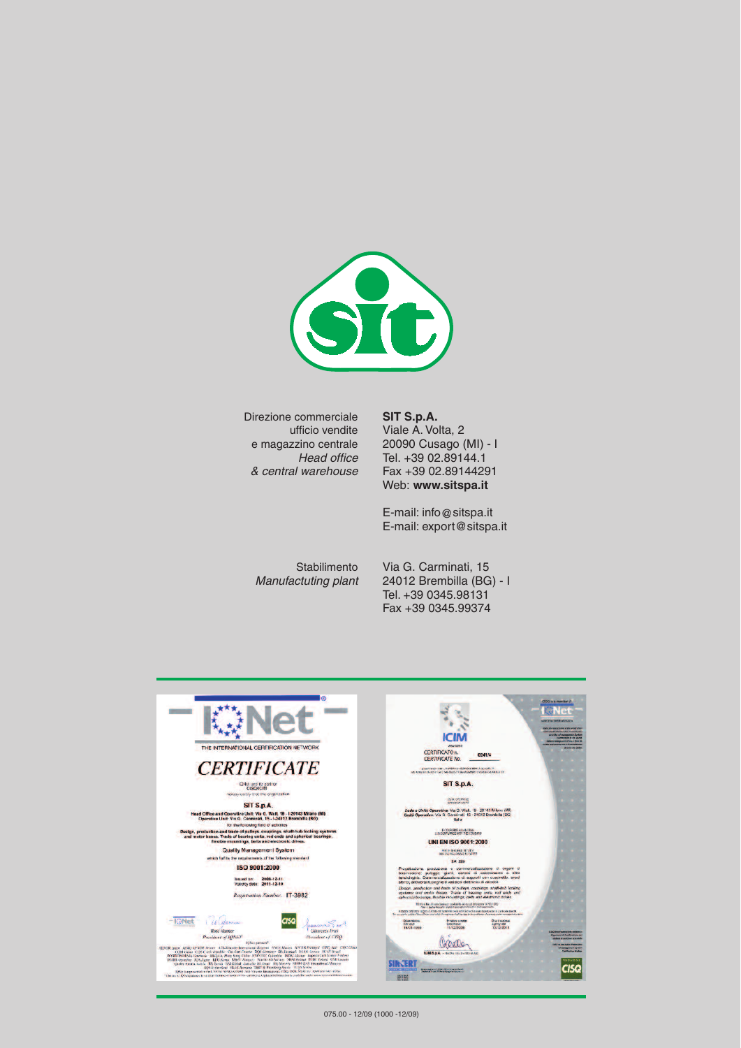Direzione commerciale
ufficio vendite
e magazzino centrale
*Head office*
*& central warehouse*

**SIT S.p.A.**
Viale A. Volta, 2
20090 Cusago (MI) - I
Tel. +39 02.89144.1
Fax +39 02.89144291
Web: **www.sitspa.it**

E-mail: info@sitspa.it
E-mail: export@sitspa.it

Stabilimento
*Manufactucting plant*

Via G. Carminati, 15
24012 Brembilla (BG) - I
Tel. +39 0345.98131
Fax +39 0345.99374

075.00 - 12/09 (1000 -12/09)